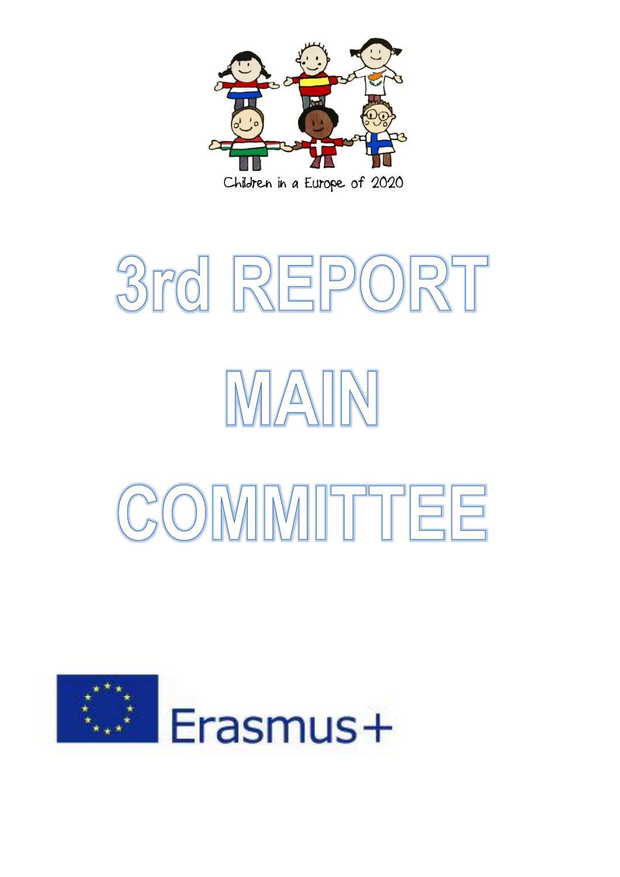Children in a Europe of 2020

# 3rd REPORT MAIN COMMITTEE

Erasmus+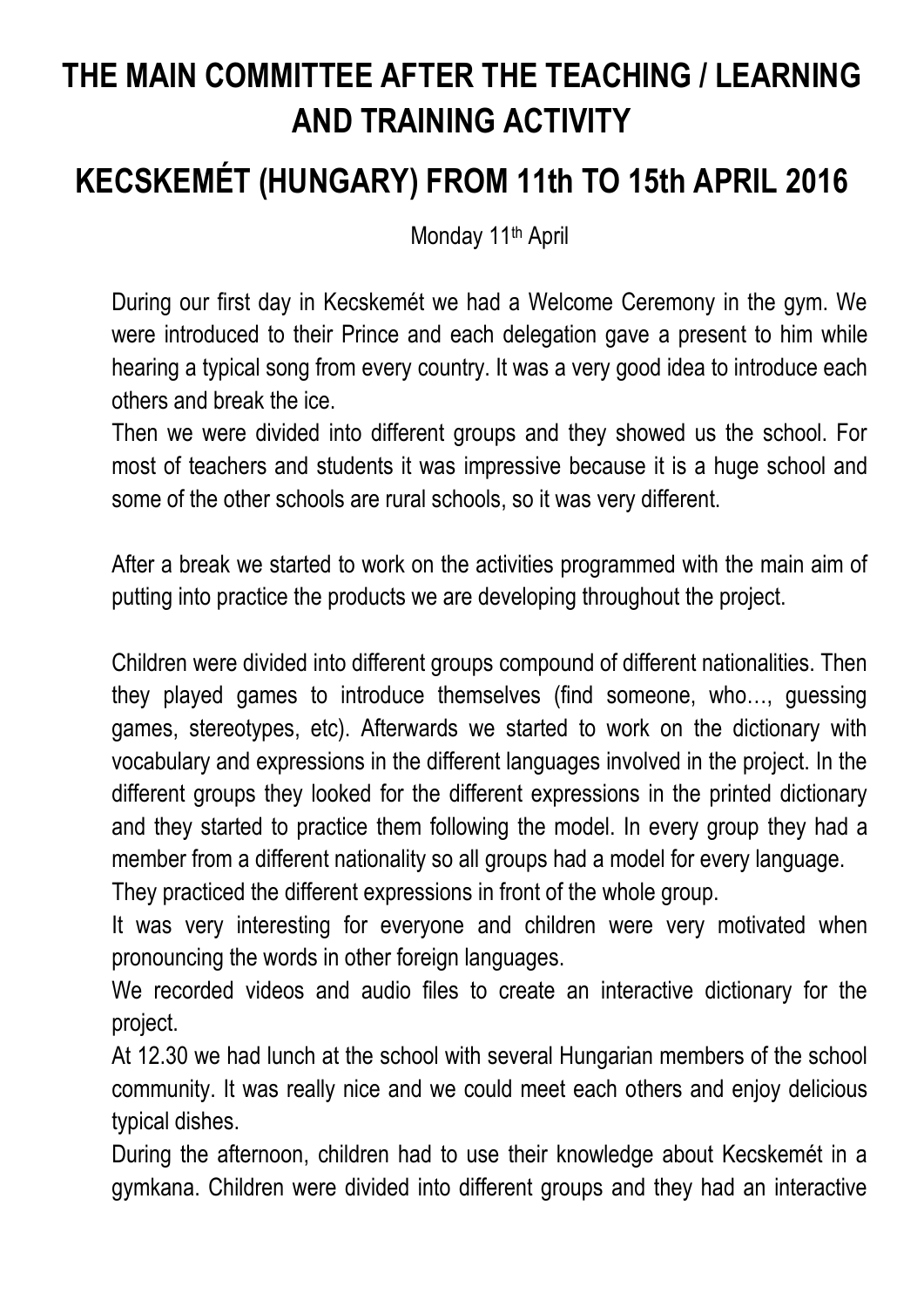# THE MAIN COMMITTEE AFTER THE TEACHING / LEARNING AND TRAINING ACTIVITY

## KECSKEMÉT (HUNGARY) FROM 11th TO 15th APRIL 2016

Monday 11th April

During our first day in Kecskemét we had a Welcome Ceremony in the gym. We were introduced to their Prince and each delegation gave a present to him while hearing a typical song from every country. It was a very good idea to introduce each others and break the ice.

Then we were divided into different groups and they showed us the school. For most of teachers and students it was impressive because it is a huge school and some of the other schools are rural schools, so it was very different.

After a break we started to work on the activities programmed with the main aim of putting into practice the products we are developing throughout the project.

Children were divided into different groups compound of different nationalities. Then they played games to introduce themselves (find someone, who…, guessing games, stereotypes, etc). Afterwards we started to work on the dictionary with vocabulary and expressions in the different languages involved in the project. In the different groups they looked for the different expressions in the printed dictionary and they started to practice them following the model. In every group they had a member from a different nationality so all groups had a model for every language.

They practiced the different expressions in front of the whole group.

It was very interesting for everyone and children were very motivated when pronouncing the words in other foreign languages.

We recorded videos and audio files to create an interactive dictionary for the project.

At 12.30 we had lunch at the school with several Hungarian members of the school community. It was really nice and we could meet each others and enjoy delicious typical dishes.

During the afternoon, children had to use their knowledge about Kecskemét in a gymkana. Children were divided into different groups and they had an interactive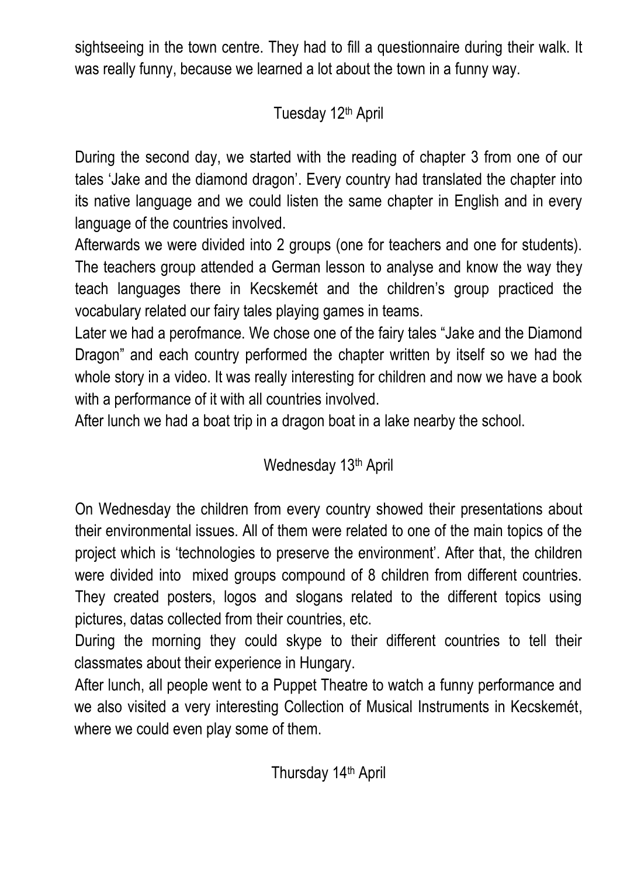sightseeing in the town centre. They had to fill a questionnaire during their walk. It was really funny, because we learned a lot about the town in a funny way.

## Tuesday 12th April

During the second day, we started with the reading of chapter 3 from one of our tales 'Jake and the diamond dragon'. Every country had translated the chapter into its native language and we could listen the same chapter in English and in every language of the countries involved.

Afterwards we were divided into 2 groups (one for teachers and one for students). The teachers group attended a German lesson to analyse and know the way they teach languages there in Kecskemét and the children's group practiced the vocabulary related our fairy tales playing games in teams.

Later we had a perofmance. We chose one of the fairy tales "Jake and the Diamond Dragon" and each country performed the chapter written by itself so we had the whole story in a video. It was really interesting for children and now we have a book with a performance of it with all countries involved.

After lunch we had a boat trip in a dragon boat in a lake nearby the school.

## Wednesday 13th April

On Wednesday the children from every country showed their presentations about their environmental issues. All of them were related to one of the main topics of the project which is 'technologies to preserve the environment'. After that, the children were divided into mixed groups compound of 8 children from different countries. They created posters, logos and slogans related to the different topics using pictures, datas collected from their countries, etc.

During the morning they could skype to their different countries to tell their classmates about their experience in Hungary.

After lunch, all people went to a Puppet Theatre to watch a funny performance and we also visited a very interesting Collection of Musical Instruments in Kecskemét, where we could even play some of them.

## Thursday 14th April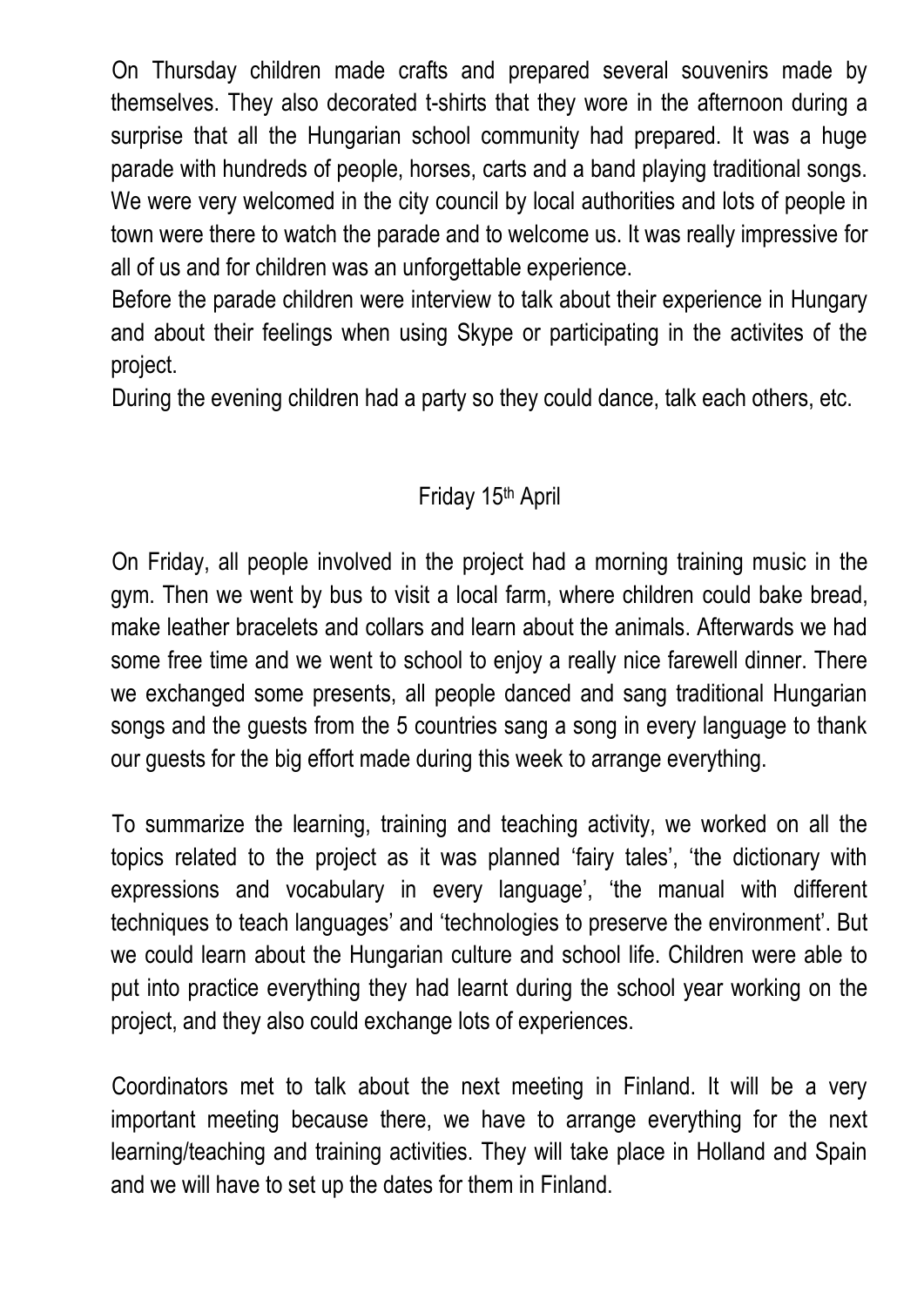On Thursday children made crafts and prepared several souvenirs made by themselves. They also decorated t-shirts that they wore in the afternoon during a surprise that all the Hungarian school community had prepared. It was a huge parade with hundreds of people, horses, carts and a band playing traditional songs. We were very welcomed in the city council by local authorities and lots of people in town were there to watch the parade and to welcome us. It was really impressive for all of us and for children was an unforgettable experience.

Before the parade children were interview to talk about their experience in Hungary and about their feelings when using Skype or participating in the activites of the project.

During the evening children had a party so they could dance, talk each others, etc.

## Friday 15th April

On Friday, all people involved in the project had a morning training music in the gym. Then we went by bus to visit a local farm, where children could bake bread, make leather bracelets and collars and learn about the animals. Afterwards we had some free time and we went to school to enjoy a really nice farewell dinner. There we exchanged some presents, all people danced and sang traditional Hungarian songs and the guests from the 5 countries sang a song in every language to thank our guests for the big effort made during this week to arrange everything.

To summarize the learning, training and teaching activity, we worked on all the topics related to the project as it was planned 'fairy tales', 'the dictionary with expressions and vocabulary in every language', 'the manual with different techniques to teach languages' and 'technologies to preserve the environment'. But we could learn about the Hungarian culture and school life. Children were able to put into practice everything they had learnt during the school year working on the project, and they also could exchange lots of experiences.

Coordinators met to talk about the next meeting in Finland. It will be a very important meeting because there, we have to arrange everything for the next learning/teaching and training activities. They will take place in Holland and Spain and we will have to set up the dates for them in Finland.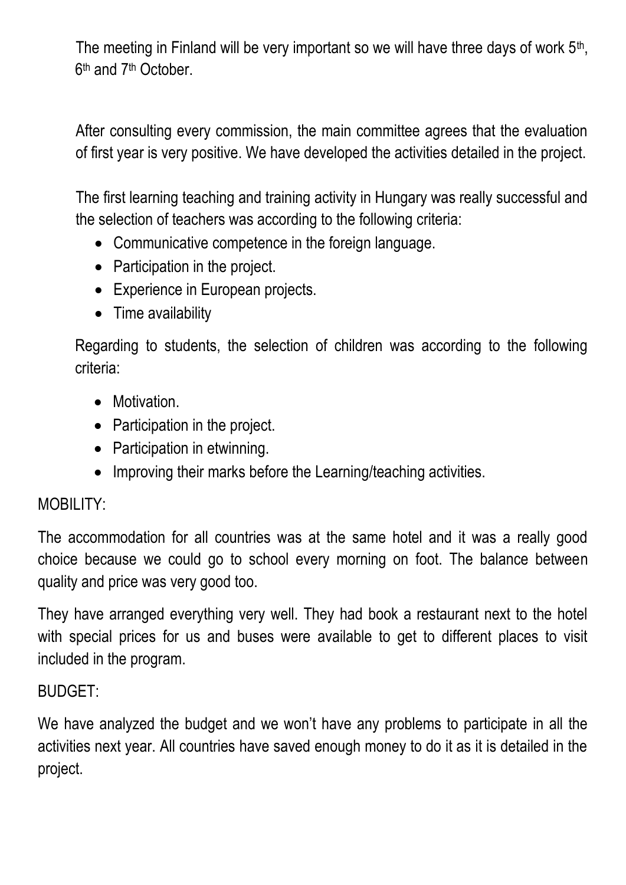The meeting in Finland will be very important so we will have three days of work 5th, 6th and 7th October.

After consulting every commission, the main committee agrees that the evaluation of first year is very positive. We have developed the activities detailed in the project.

The first learning teaching and training activity in Hungary was really successful and the selection of teachers was according to the following criteria:

- Communicative competence in the foreign language.
- Participation in the project.
- Experience in European projects.
- Time availability

Regarding to students, the selection of children was according to the following criteria:

- Motivation.
- Participation in the project.
- Participation in etwinning.
- Improving their marks before the Learning/teaching activities.

MOBILITY:

The accommodation for all countries was at the same hotel and it was a really good choice because we could go to school every morning on foot. The balance between quality and price was very good too.

They have arranged everything very well. They had book a restaurant next to the hotel with special prices for us and buses were available to get to different places to visit included in the program.

BUDGET:

We have analyzed the budget and we won't have any problems to participate in all the activities next year. All countries have saved enough money to do it as it is detailed in the project.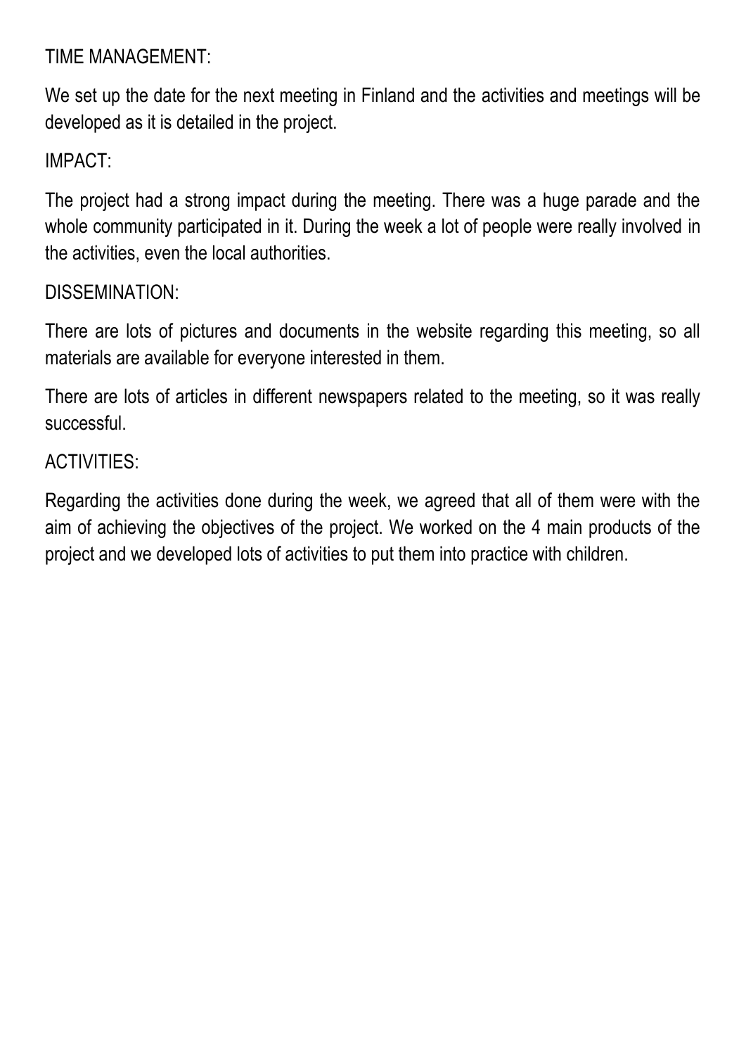TIME MANAGEMENT:

We set up the date for the next meeting in Finland and the activities and meetings will be developed as it is detailed in the project.

IMPACT:

The project had a strong impact during the meeting. There was a huge parade and the whole community participated in it. During the week a lot of people were really involved in the activities, even the local authorities.

DISSEMINATION:

There are lots of pictures and documents in the website regarding this meeting, so all materials are available for everyone interested in them.

There are lots of articles in different newspapers related to the meeting, so it was really successful.

ACTIVITIES:

Regarding the activities done during the week, we agreed that all of them were with the aim of achieving the objectives of the project. We worked on the 4 main products of the project and we developed lots of activities to put them into practice with children.